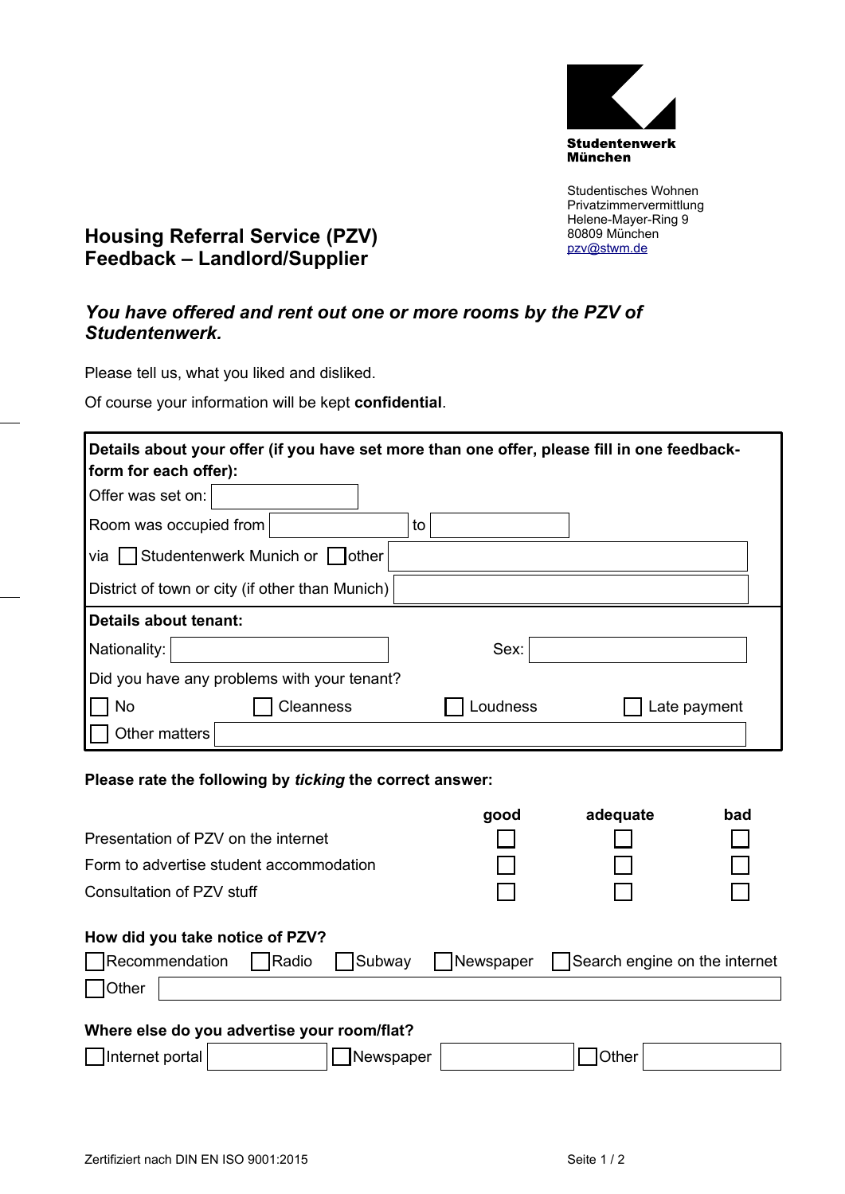Studentenwerk München

Studentisches Wohnen
Privatzimmervermittlung
Helene-Mayer-Ring 9
80809 München
pzv@stwm.de

# Housing Referral Service (PZV)
# Feedback – Landlord/Supplier

### *You have offered and rent out one or more rooms by the PZV of Studentenwerk.*

Please tell us, what you liked and disliked.

Of course your information will be kept **confidential**.

**Details about your offer (if you have set more than one offer, please fill in one feedback-form for each offer):**

Offer was set on: ____________

Room was occupied from ____________ to ____________

via ☐ Studentenwerk Munich or ☐ other ____________

District of town or city (if other than Munich) ____________

**Details about tenant:**

Nationality: ____________ Sex: ____________

Did you have any problems with your tenant?

☐ No ☐ Cleanness ☐ Loudness ☐ Late payment

☐ Other matters ____________

**Please rate the following by *ticking* the correct answer:**

| | good | adequate | bad |
|---|---|---|---|
| Presentation of PZV on the internet | ☐ | ☐ | ☐ |
| Form to advertise student accommodation | ☐ | ☐ | ☐ |
| Consultation of PZV stuff | ☐ | ☐ | ☐ |

**How did you take notice of PZV?**

☐ Recommendation ☐ Radio ☐ Subway ☐ Newspaper ☐ Search engine on the internet

☐ Other ____________

**Where else do you advertise your room/flat?**

☐ Internet portal ____________ ☐ Newspaper ____________ ☐ Other ____________

Zertifiziert nach DIN EN ISO 9001:2015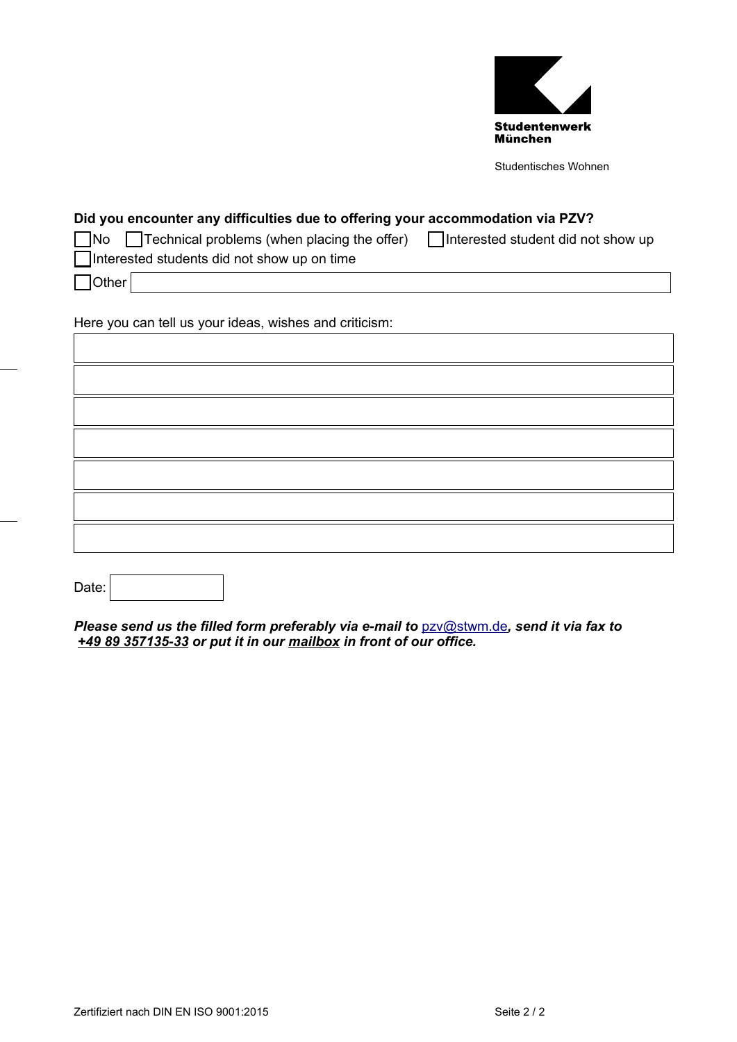Studentenwerk München

Studentisches Wohnen

**Did you encounter any difficulties due to offering your accommodation via PZV?**

☐ No ☐ Technical problems (when placing the offer) ☐ Interested student did not show up

☐ Interested students did not show up on time

☐ Other

Here you can tell us your ideas, wishes and criticism:

Date:

***Please send us the filled form preferably via e-mail to* pzv@stwm.de*, send it via fax to* <u>*+49 89 357135-33*</u> *or put it in our* <u>*mailbox*</u> *in front of our office.***

Zertifiziert nach DIN EN ISO 9001:2015